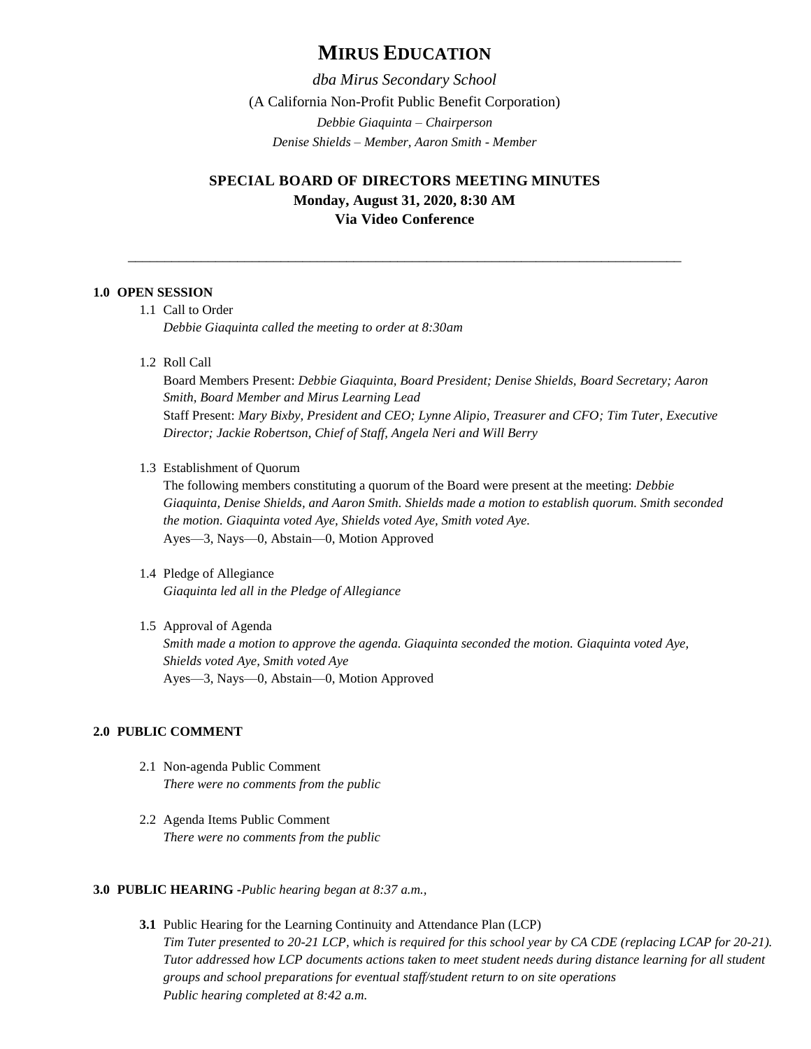# MIRUS EDUCATION

*dba Mirus Secondary School*

(A California Non-Profit Public Benefit Corporation)

*Debbie Giaquinta – Chairperson*

*Denise Shields – Member, Aaron Smith - Member*

## SPECIAL BOARD OF DIRECTORS MEETING MINUTES

**Monday, August 31, 2020, 8:30 AM**

**Via Video Conference**

---

### 1.0 OPEN SESSION

1.1 Call to Order
*Debbie Giaquinta called the meeting to order at 8:30am*

1.2 Roll Call
Board Members Present: *Debbie Giaquinta, Board President; Denise Shields, Board Secretary; Aaron Smith, Board Member and Mirus Learning Lead*
Staff Present: *Mary Bixby, President and CEO; Lynne Alipio, Treasurer and CFO; Tim Tuter, Executive Director; Jackie Robertson, Chief of Staff, Angela Neri and Will Berry*

1.3 Establishment of Quorum
The following members constituting a quorum of the Board were present at the meeting: *Debbie Giaquinta, Denise Shields, and Aaron Smith. Shields made a motion to establish quorum. Smith seconded the motion. Giaquinta voted Aye, Shields voted Aye, Smith voted Aye.*
Ayes—3, Nays—0, Abstain—0, Motion Approved

1.4 Pledge of Allegiance
*Giaquinta led all in the Pledge of Allegiance*

1.5 Approval of Agenda
*Smith made a motion to approve the agenda. Giaquinta seconded the motion. Giaquinta voted Aye, Shields voted Aye, Smith voted Aye*
Ayes—3, Nays—0, Abstain—0, Motion Approved

### 2.0 PUBLIC COMMENT

2.1 Non-agenda Public Comment
*There were no comments from the public*

2.2 Agenda Items Public Comment
*There were no comments from the public*

### 3.0 PUBLIC HEARING -*Public hearing began at 8:37 a.m.,*

**3.1** Public Hearing for the Learning Continuity and Attendance Plan (LCP)
*Tim Tuter presented to 20-21 LCP, which is required for this school year by CA CDE (replacing LCAP for 20-21). Tutor addressed how LCP documents actions taken to meet student needs during distance learning for all student groups and school preparations for eventual staff/student return to on site operations*
*Public hearing completed at 8:42 a.m.*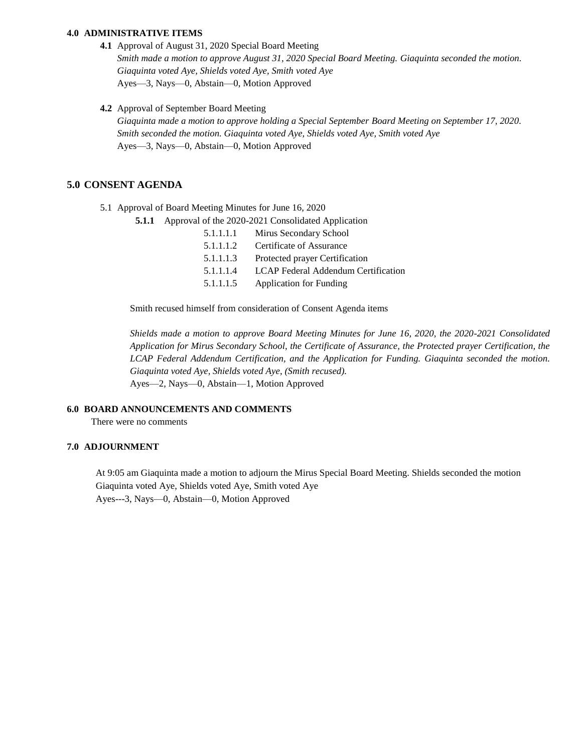## 4.0 ADMINISTRATIVE ITEMS

**4.1** Approval of August 31, 2020 Special Board Meeting

*Smith made a motion to approve August 31, 2020 Special Board Meeting. Giaquinta seconded the motion. Giaquinta voted Aye, Shields voted Aye, Smith voted Aye*

Ayes—3, Nays—0, Abstain—0, Motion Approved

**4.2** Approval of September Board Meeting

*Giaquinta made a motion to approve holding a Special September Board Meeting on September 17, 2020. Smith seconded the motion. Giaquinta voted Aye, Shields voted Aye, Smith voted Aye*

Ayes—3, Nays—0, Abstain—0, Motion Approved

## 5.0 CONSENT AGENDA

5.1 Approval of Board Meeting Minutes for June 16, 2020

**5.1.1** Approval of the 2020-2021 Consolidated Application

5.1.1.1.1 Mirus Secondary School

5.1.1.1.2 Certificate of Assurance

5.1.1.1.3 Protected prayer Certification

5.1.1.1.4 LCAP Federal Addendum Certification

5.1.1.1.5 Application for Funding

Smith recused himself from consideration of Consent Agenda items

*Shields made a motion to approve Board Meeting Minutes for June 16, 2020, the 2020-2021 Consolidated Application for Mirus Secondary School, the Certificate of Assurance, the Protected prayer Certification, the LCAP Federal Addendum Certification, and the Application for Funding. Giaquinta seconded the motion. Giaquinta voted Aye, Shields voted Aye, (Smith recused).*

Ayes—2, Nays—0, Abstain—1, Motion Approved

## 6.0 BOARD ANNOUNCEMENTS AND COMMENTS

There were no comments

## 7.0 ADJOURNMENT

At 9:05 am Giaquinta made a motion to adjourn the Mirus Special Board Meeting. Shields seconded the motion Giaquinta voted Aye, Shields voted Aye, Smith voted Aye

Ayes---3, Nays—0, Abstain—0, Motion Approved